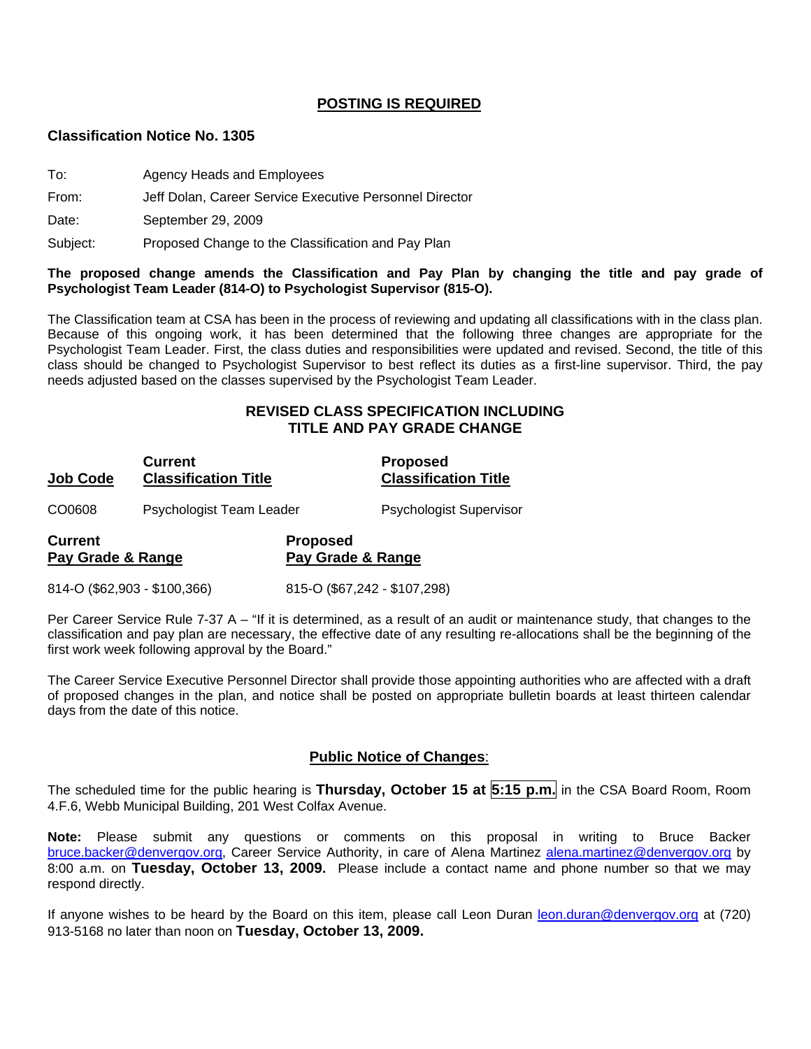## POSTING IS REQUIRED

### Classification Notice No. 1305

To: Agency Heads and Employees

From: Jeff Dolan, Career Service Executive Personnel Director

Date: September 29, 2009

Subject: Proposed Change to the Classification and Pay Plan

**The proposed change amends the Classification and Pay Plan by changing the title and pay grade of Psychologist Team Leader (814-O) to Psychologist Supervisor (815-O).**

The Classification team at CSA has been in the process of reviewing and updating all classifications with in the class plan. Because of this ongoing work, it has been determined that the following three changes are appropriate for the Psychologist Team Leader. First, the class duties and responsibilities were updated and revised. Second, the title of this class should be changed to Psychologist Supervisor to best reflect its duties as a first-line supervisor. Third, the pay needs adjusted based on the classes supervised by the Psychologist Team Leader.

### REVISED CLASS SPECIFICATION INCLUDING TITLE AND PAY GRADE CHANGE

| Job Code | Current Classification Title | Proposed Classification Title |
|---|---|---|
| CO0608 | Psychologist Team Leader | Psychologist Supervisor |

| Current Pay Grade & Range | Proposed Pay Grade & Range |
|---|---|
| 814-O ($62,903 - $100,366) | 815-O ($67,242 - $107,298) |

Per Career Service Rule 7-37 A – "If it is determined, as a result of an audit or maintenance study, that changes to the classification and pay plan are necessary, the effective date of any resulting re-allocations shall be the beginning of the first work week following approval by the Board."

The Career Service Executive Personnel Director shall provide those appointing authorities who are affected with a draft of proposed changes in the plan, and notice shall be posted on appropriate bulletin boards at least thirteen calendar days from the date of this notice.

### Public Notice of Changes:

The scheduled time for the public hearing is **Thursday, October 15 at 5:15 p.m.** in the CSA Board Room, Room 4.F.6, Webb Municipal Building, 201 West Colfax Avenue.

**Note:** Please submit any questions or comments on this proposal in writing to Bruce Backer bruce.backer@denvergov.org, Career Service Authority, in care of Alena Martinez alena.martinez@denvergov.org by 8:00 a.m. on **Tuesday, October 13, 2009.** Please include a contact name and phone number so that we may respond directly.

If anyone wishes to be heard by the Board on this item, please call Leon Duran leon.duran@denvergov.org at (720) 913-5168 no later than noon on **Tuesday, October 13, 2009.**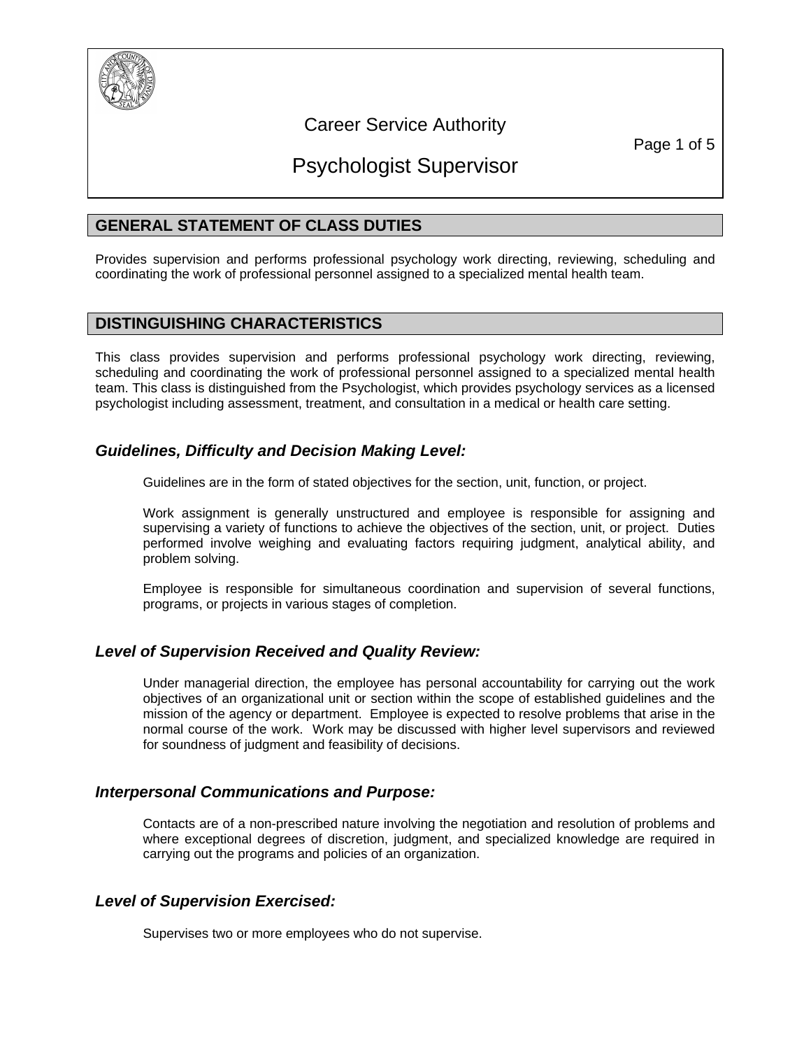# Career Service Authority

# Psychologist Supervisor

## GENERAL STATEMENT OF CLASS DUTIES

Provides supervision and performs professional psychology work directing, reviewing, scheduling and coordinating the work of professional personnel assigned to a specialized mental health team.

## DISTINGUISHING CHARACTERISTICS

This class provides supervision and performs professional psychology work directing, reviewing, scheduling and coordinating the work of professional personnel assigned to a specialized mental health team. This class is distinguished from the Psychologist, which provides psychology services as a licensed psychologist including assessment, treatment, and consultation in a medical or health care setting.

### *Guidelines, Difficulty and Decision Making Level:*

Guidelines are in the form of stated objectives for the section, unit, function, or project.

Work assignment is generally unstructured and employee is responsible for assigning and supervising a variety of functions to achieve the objectives of the section, unit, or project. Duties performed involve weighing and evaluating factors requiring judgment, analytical ability, and problem solving.

Employee is responsible for simultaneous coordination and supervision of several functions, programs, or projects in various stages of completion.

### *Level of Supervision Received and Quality Review:*

Under managerial direction, the employee has personal accountability for carrying out the work objectives of an organizational unit or section within the scope of established guidelines and the mission of the agency or department. Employee is expected to resolve problems that arise in the normal course of the work. Work may be discussed with higher level supervisors and reviewed for soundness of judgment and feasibility of decisions.

### *Interpersonal Communications and Purpose:*

Contacts are of a non-prescribed nature involving the negotiation and resolution of problems and where exceptional degrees of discretion, judgment, and specialized knowledge are required in carrying out the programs and policies of an organization.

### *Level of Supervision Exercised:*

Supervises two or more employees who do not supervise.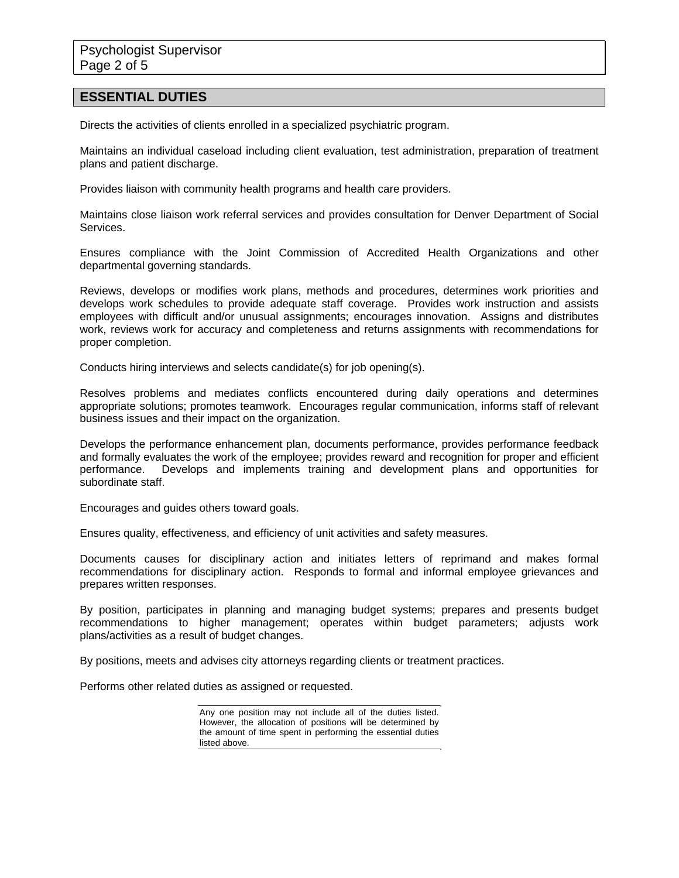## ESSENTIAL DUTIES

Directs the activities of clients enrolled in a specialized psychiatric program.

Maintains an individual caseload including client evaluation, test administration, preparation of treatment plans and patient discharge.

Provides liaison with community health programs and health care providers.

Maintains close liaison work referral services and provides consultation for Denver Department of Social Services.

Ensures compliance with the Joint Commission of Accredited Health Organizations and other departmental governing standards.

Reviews, develops or modifies work plans, methods and procedures, determines work priorities and develops work schedules to provide adequate staff coverage. Provides work instruction and assists employees with difficult and/or unusual assignments; encourages innovation. Assigns and distributes work, reviews work for accuracy and completeness and returns assignments with recommendations for proper completion.

Conducts hiring interviews and selects candidate(s) for job opening(s).

Resolves problems and mediates conflicts encountered during daily operations and determines appropriate solutions; promotes teamwork. Encourages regular communication, informs staff of relevant business issues and their impact on the organization.

Develops the performance enhancement plan, documents performance, provides performance feedback and formally evaluates the work of the employee; provides reward and recognition for proper and efficient performance. Develops and implements training and development plans and opportunities for subordinate staff.

Encourages and guides others toward goals.

Ensures quality, effectiveness, and efficiency of unit activities and safety measures.

Documents causes for disciplinary action and initiates letters of reprimand and makes formal recommendations for disciplinary action. Responds to formal and informal employee grievances and prepares written responses.

By position, participates in planning and managing budget systems; prepares and presents budget recommendations to higher management; operates within budget parameters; adjusts work plans/activities as a result of budget changes.

By positions, meets and advises city attorneys regarding clients or treatment practices.

Performs other related duties as assigned or requested.

Any one position may not include all of the duties listed. However, the allocation of positions will be determined by the amount of time spent in performing the essential duties listed above.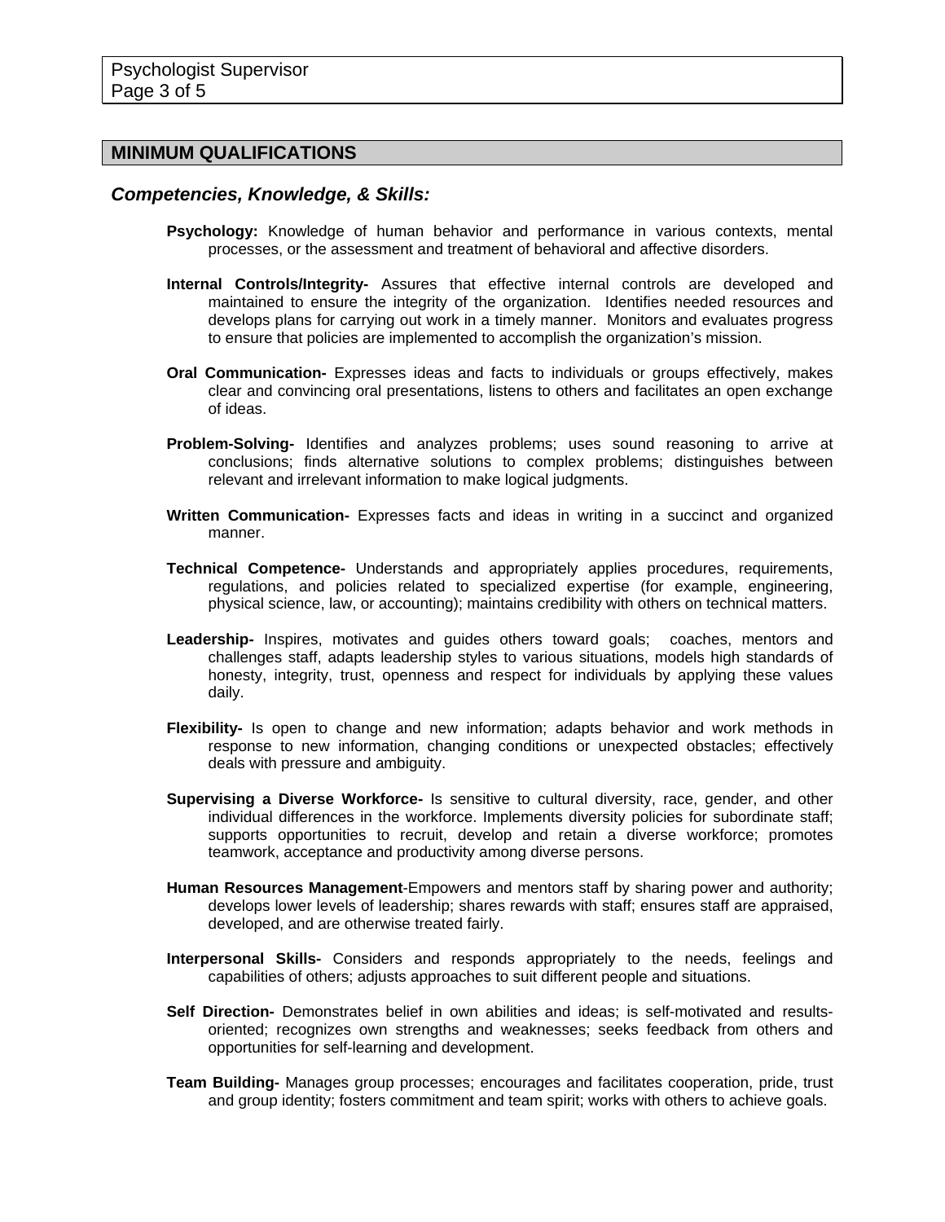## MINIMUM QUALIFICATIONS

### *Competencies, Knowledge, & Skills:*

**Psychology:** Knowledge of human behavior and performance in various contexts, mental processes, or the assessment and treatment of behavioral and affective disorders.

**Internal Controls/Integrity-** Assures that effective internal controls are developed and maintained to ensure the integrity of the organization. Identifies needed resources and develops plans for carrying out work in a timely manner. Monitors and evaluates progress to ensure that policies are implemented to accomplish the organization's mission.

**Oral Communication-** Expresses ideas and facts to individuals or groups effectively, makes clear and convincing oral presentations, listens to others and facilitates an open exchange of ideas.

**Problem-Solving-** Identifies and analyzes problems; uses sound reasoning to arrive at conclusions; finds alternative solutions to complex problems; distinguishes between relevant and irrelevant information to make logical judgments.

**Written Communication-** Expresses facts and ideas in writing in a succinct and organized manner.

**Technical Competence-** Understands and appropriately applies procedures, requirements, regulations, and policies related to specialized expertise (for example, engineering, physical science, law, or accounting); maintains credibility with others on technical matters.

**Leadership-** Inspires, motivates and guides others toward goals; coaches, mentors and challenges staff, adapts leadership styles to various situations, models high standards of honesty, integrity, trust, openness and respect for individuals by applying these values daily.

**Flexibility-** Is open to change and new information; adapts behavior and work methods in response to new information, changing conditions or unexpected obstacles; effectively deals with pressure and ambiguity.

**Supervising a Diverse Workforce-** Is sensitive to cultural diversity, race, gender, and other individual differences in the workforce. Implements diversity policies for subordinate staff; supports opportunities to recruit, develop and retain a diverse workforce; promotes teamwork, acceptance and productivity among diverse persons.

**Human Resources Management**-Empowers and mentors staff by sharing power and authority; develops lower levels of leadership; shares rewards with staff; ensures staff are appraised, developed, and are otherwise treated fairly.

**Interpersonal Skills-** Considers and responds appropriately to the needs, feelings and capabilities of others; adjusts approaches to suit different people and situations.

**Self Direction-** Demonstrates belief in own abilities and ideas; is self-motivated and results-oriented; recognizes own strengths and weaknesses; seeks feedback from others and opportunities for self-learning and development.

**Team Building-** Manages group processes; encourages and facilitates cooperation, pride, trust and group identity; fosters commitment and team spirit; works with others to achieve goals.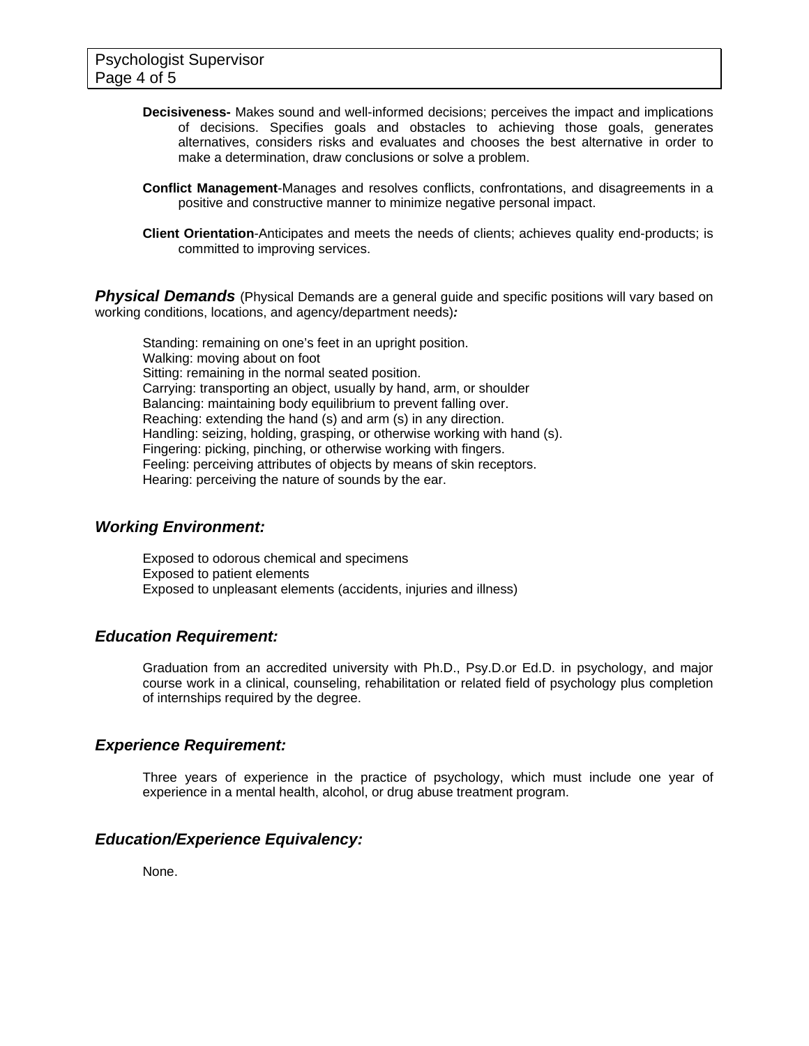**Decisiveness-** Makes sound and well-informed decisions; perceives the impact and implications of decisions. Specifies goals and obstacles to achieving those goals, generates alternatives, considers risks and evaluates and chooses the best alternative in order to make a determination, draw conclusions or solve a problem.

**Conflict Management**-Manages and resolves conflicts, confrontations, and disagreements in a positive and constructive manner to minimize negative personal impact.

**Client Orientation**-Anticipates and meets the needs of clients; achieves quality end-products; is committed to improving services.

***Physical Demands*** (Physical Demands are a general guide and specific positions will vary based on working conditions, locations, and agency/department needs)***:***

Standing: remaining on one's feet in an upright position.
Walking: moving about on foot
Sitting: remaining in the normal seated position.
Carrying: transporting an object, usually by hand, arm, or shoulder
Balancing: maintaining body equilibrium to prevent falling over.
Reaching: extending the hand (s) and arm (s) in any direction.
Handling: seizing, holding, grasping, or otherwise working with hand (s).
Fingering: picking, pinching, or otherwise working with fingers.
Feeling: perceiving attributes of objects by means of skin receptors.
Hearing: perceiving the nature of sounds by the ear.

## *Working Environment:*

Exposed to odorous chemical and specimens
Exposed to patient elements
Exposed to unpleasant elements (accidents, injuries and illness)

## *Education Requirement:*

Graduation from an accredited university with Ph.D., Psy.D.or Ed.D. in psychology, and major course work in a clinical, counseling, rehabilitation or related field of psychology plus completion of internships required by the degree.

## *Experience Requirement:*

Three years of experience in the practice of psychology, which must include one year of experience in a mental health, alcohol, or drug abuse treatment program.

## *Education/Experience Equivalency:*

None.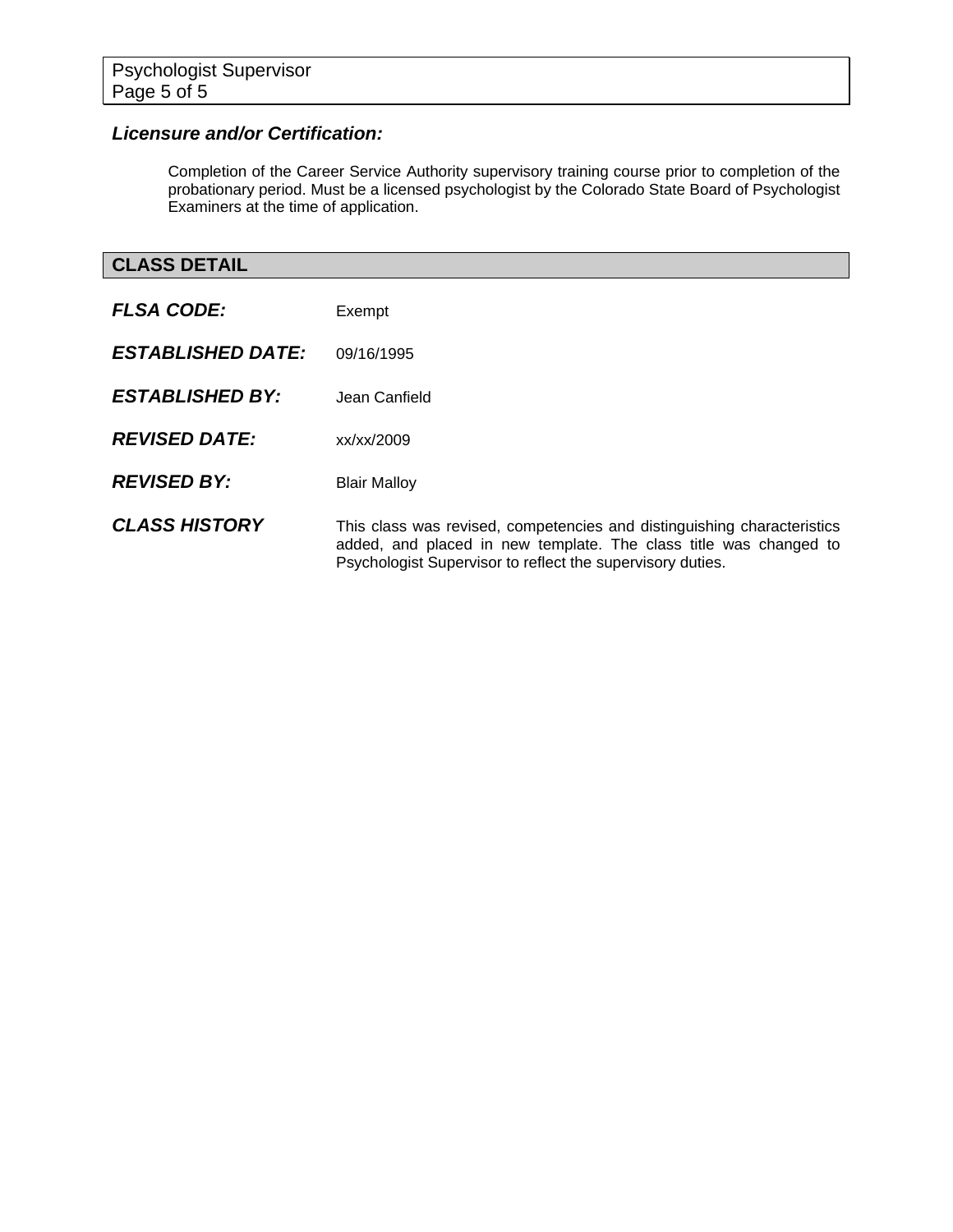### *Licensure and/or Certification:*

Completion of the Career Service Authority supervisory training course prior to completion of the probationary period. Must be a licensed psychologist by the Colorado State Board of Psychologist Examiners at the time of application.

## CLASS DETAIL

***FLSA CODE:*** Exempt

***ESTABLISHED DATE:*** 09/16/1995

***ESTABLISHED BY:*** Jean Canfield

***REVISED DATE:*** xx/xx/2009

***REVISED BY:*** Blair Malloy

***CLASS HISTORY*** This class was revised, competencies and distinguishing characteristics added, and placed in new template. The class title was changed to Psychologist Supervisor to reflect the supervisory duties.